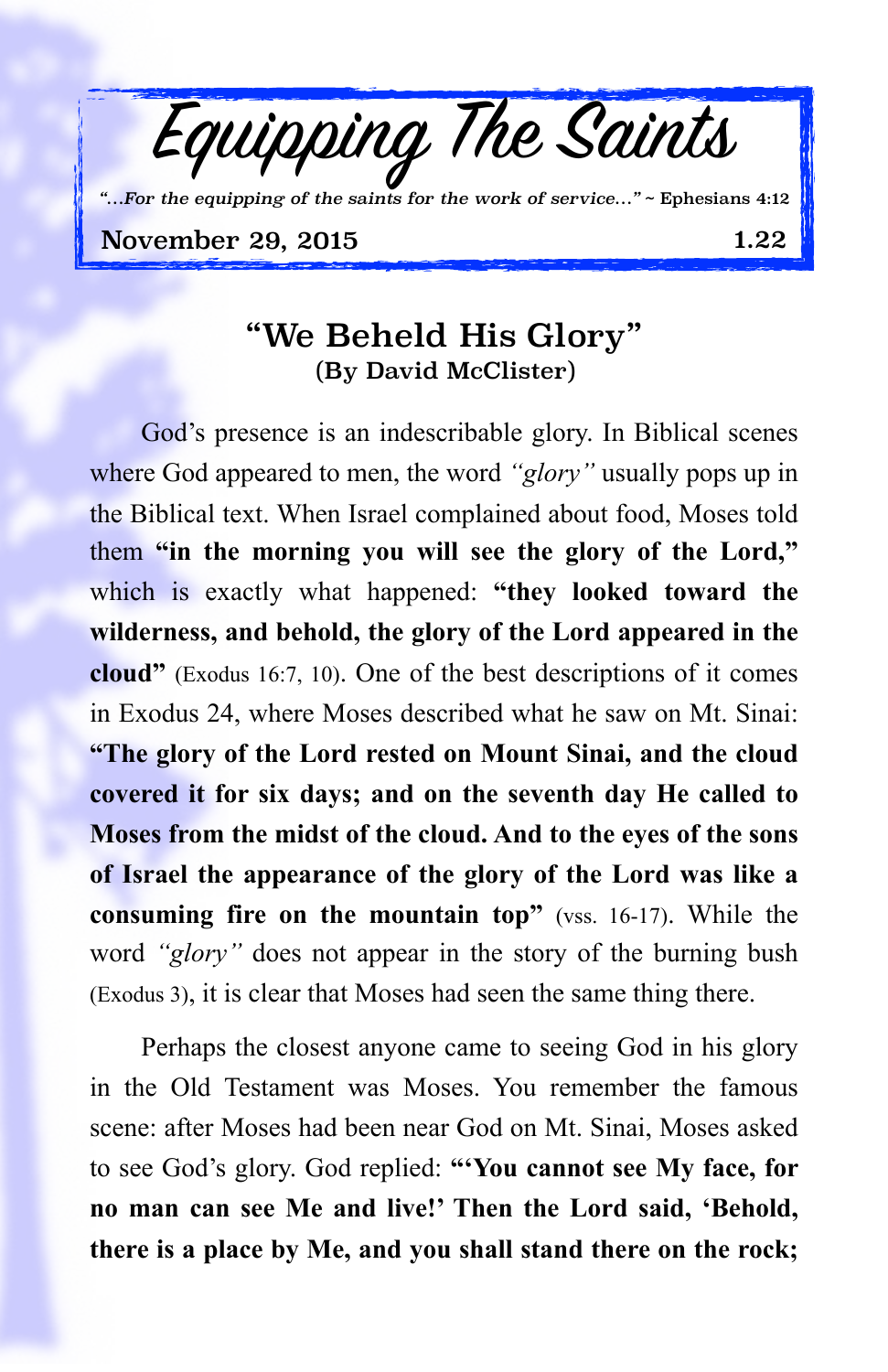# Equipping The Saints

*"...For the equipping of the saints for the work of service..."* ~ Ephesians 4:12

November 29, 2015 1.22

## "We Beheld His Glory"

### (By David McClister)

God's presence is an indescribable glory. In Biblical scenes where God appeared to men, the word *"glory"* usually pops up in the Biblical text. When Israel complained about food, Moses told them **"in the morning you will see the glory of the Lord,"** which is exactly what happened: **"they looked toward the wilderness, and behold, the glory of the Lord appeared in the cloud"** (Exodus 16:7, 10). One of the best descriptions of it comes in Exodus 24, where Moses described what he saw on Mt. Sinai: **"The glory of the Lord rested on Mount Sinai, and the cloud covered it for six days; and on the seventh day He called to Moses from the midst of the cloud. And to the eyes of the sons of Israel the appearance of the glory of the Lord was like a consuming fire on the mountain top"** (vss. 16-17). While the word *"glory"* does not appear in the story of the burning bush (Exodus 3), it is clear that Moses had seen the same thing there.

Perhaps the closest anyone came to seeing God in his glory in the Old Testament was Moses. You remember the famous scene: after Moses had been near God on Mt. Sinai, Moses asked to see God's glory. God replied: **"'You cannot see My face, for no man can see Me and live!' Then the Lord said, 'Behold, there is a place by Me, and you shall stand there on the rock;**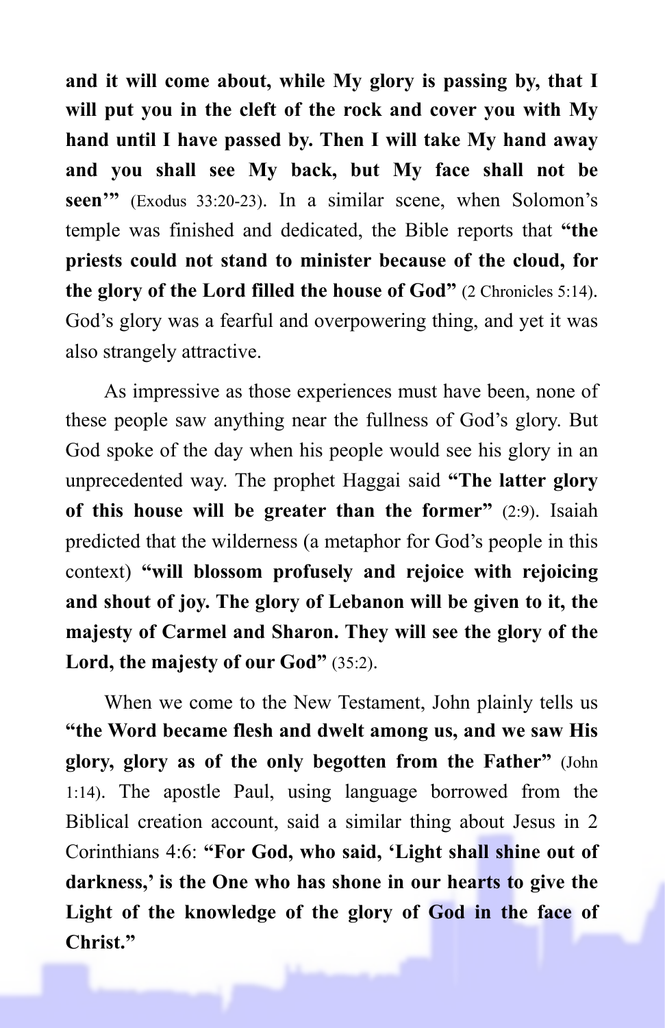**and it will come about, while My glory is passing by, that I will put you in the cleft of the rock and cover you with My hand until I have passed by. Then I will take My hand away and you shall see My back, but My face shall not be seen'"** (Exodus 33:20-23). In a similar scene, when Solomon's temple was finished and dedicated, the Bible reports that **"the priests could not stand to minister because of the cloud, for the glory of the Lord filled the house of God"** (2 Chronicles 5:14). God's glory was a fearful and overpowering thing, and yet it was also strangely attractive.

As impressive as those experiences must have been, none of these people saw anything near the fullness of God's glory. But God spoke of the day when his people would see his glory in an unprecedented way. The prophet Haggai said **"The latter glory of this house will be greater than the former"** (2:9). Isaiah predicted that the wilderness (a metaphor for God's people in this context) **"will blossom profusely and rejoice with rejoicing and shout of joy. The glory of Lebanon will be given to it, the majesty of Carmel and Sharon. They will see the glory of the Lord, the majesty of our God"** (35:2).

When we come to the New Testament, John plainly tells us **"the Word became flesh and dwelt among us, and we saw His glory, glory as of the only begotten from the Father"** (John 1:14). The apostle Paul, using language borrowed from the Biblical creation account, said a similar thing about Jesus in 2 Corinthians 4:6: **"For God, who said, 'Light shall shine out of darkness,' is the One who has shone in our hearts to give the Light of the knowledge of the glory of God in the face of Christ."**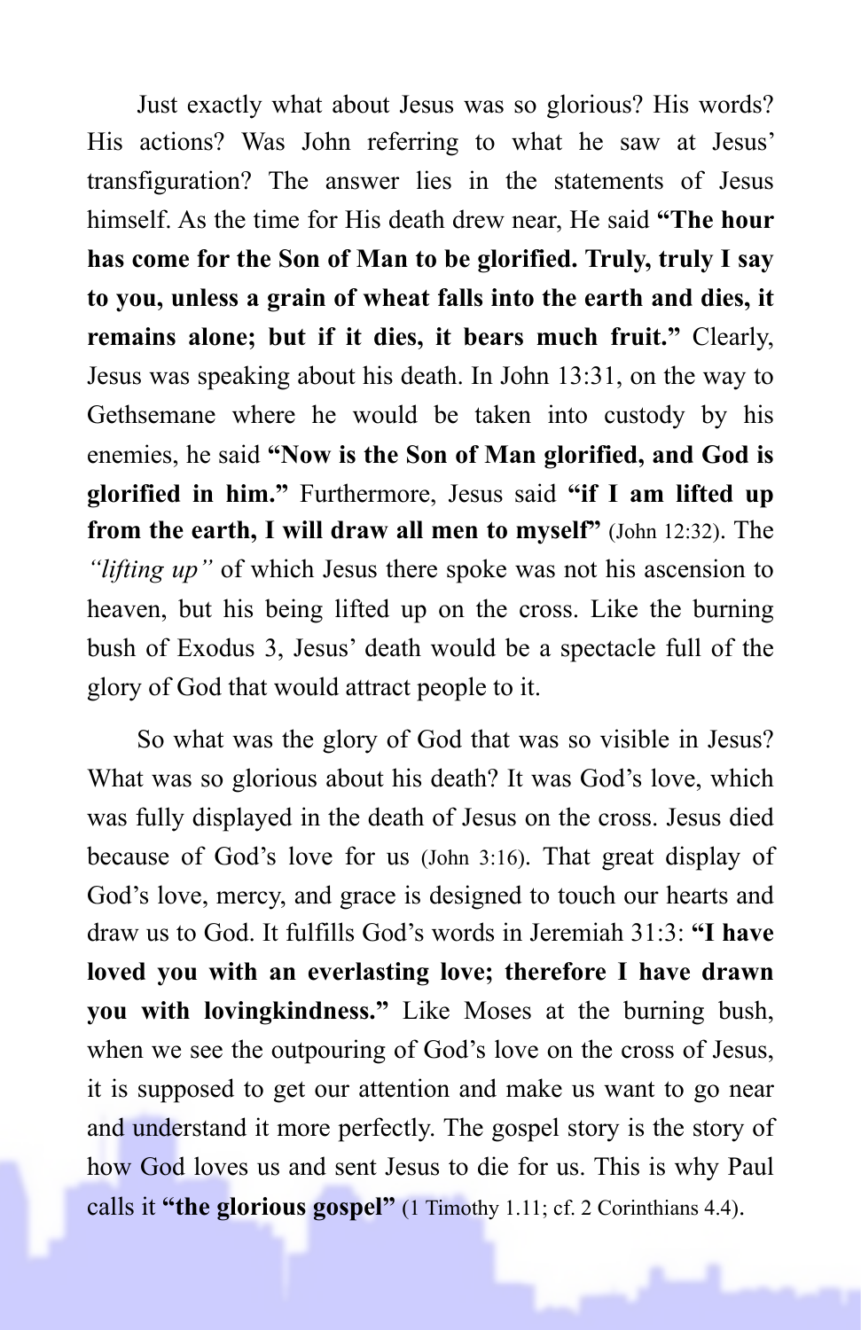Just exactly what about Jesus was so glorious? His words? His actions? Was John referring to what he saw at Jesus' transfiguration? The answer lies in the statements of Jesus himself. As the time for His death drew near, He said **"The hour has come for the Son of Man to be glorified. Truly, truly I say to you, unless a grain of wheat falls into the earth and dies, it remains alone; but if it dies, it bears much fruit."** Clearly, Jesus was speaking about his death. In John 13:31, on the way to Gethsemane where he would be taken into custody by his enemies, he said **"Now is the Son of Man glorified, and God is glorified in him."** Furthermore, Jesus said **"if I am lifted up from the earth, I will draw all men to myself"** (John 12:32). The *"lifting up"* of which Jesus there spoke was not his ascension to heaven, but his being lifted up on the cross. Like the burning bush of Exodus 3, Jesus' death would be a spectacle full of the glory of God that would attract people to it.

So what was the glory of God that was so visible in Jesus? What was so glorious about his death? It was God's love, which was fully displayed in the death of Jesus on the cross. Jesus died because of God's love for us (John 3:16). That great display of God's love, mercy, and grace is designed to touch our hearts and draw us to God. It fulfills God's words in Jeremiah 31:3: **"I have loved you with an everlasting love; therefore I have drawn you with lovingkindness."** Like Moses at the burning bush, when we see the outpouring of God's love on the cross of Jesus, it is supposed to get our attention and make us want to go near and understand it more perfectly. The gospel story is the story of how God loves us and sent Jesus to die for us. This is why Paul calls it **"the glorious gospel"** (1 Timothy 1.11; cf. 2 Corinthians 4.4).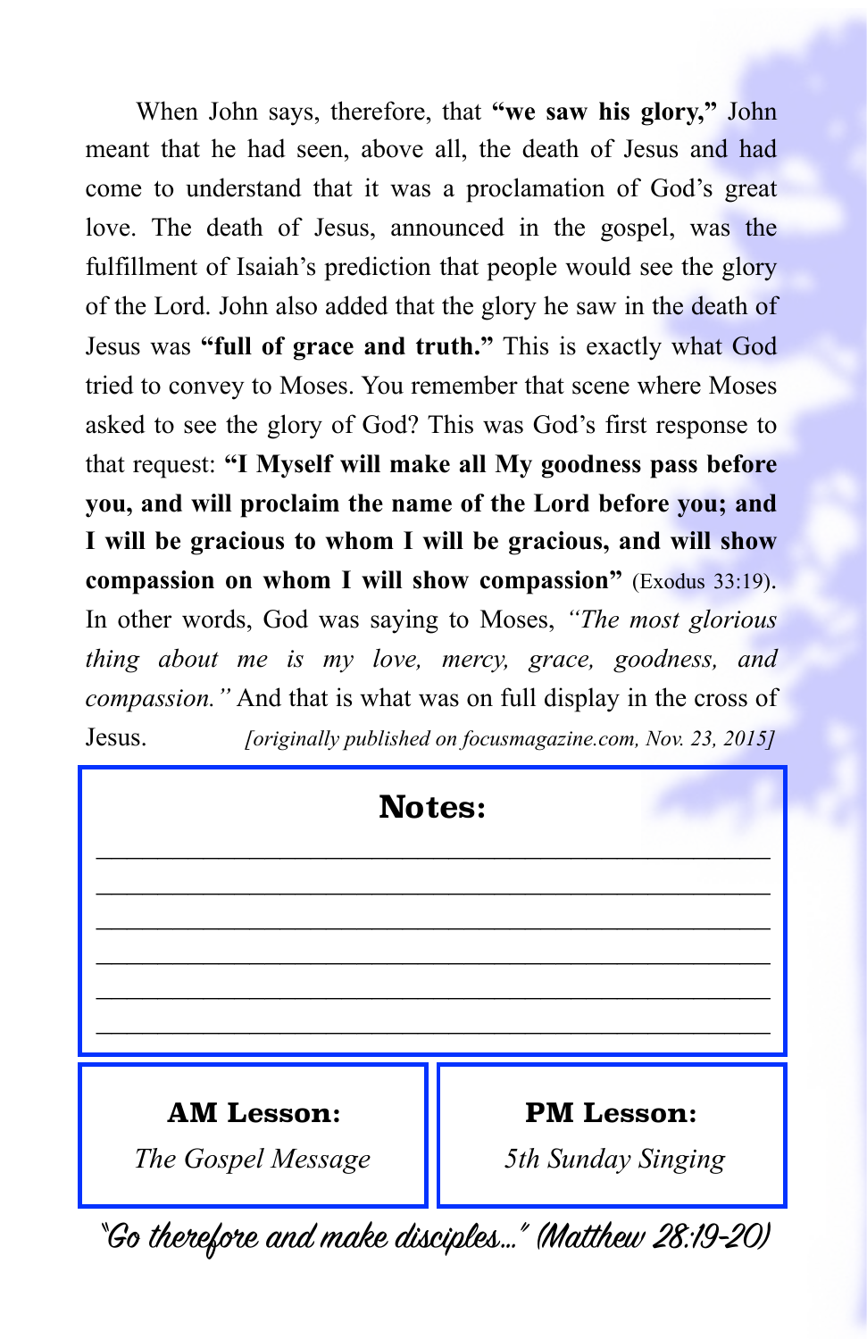When John says, therefore, that **"we saw his glory,"** John meant that he had seen, above all, the death of Jesus and had come to understand that it was a proclamation of God's great love. The death of Jesus, announced in the gospel, was the fulfillment of Isaiah's prediction that people would see the glory of the Lord. John also added that the glory he saw in the death of Jesus was **"full of grace and truth."** This is exactly what God tried to convey to Moses. You remember that scene where Moses asked to see the glory of God? This was God's first response to that request: **"I Myself will make all My goodness pass before you, and will proclaim the name of the Lord before you; and I will be gracious to whom I will be gracious, and will show compassion on whom I will show compassion"** (Exodus 33:19). In other words, God was saying to Moses, *"The most glorious thing about me is my love, mercy, grace, goodness, and compassion."* And that is what was on full display in the cross of Jesus. *[originally published on focusmagazine.com, Nov. 23, 2015]*

## Notes:

______________________________________________

______________________________________________

______________________________________________

______________________________________________

______________________________________________

______________________________________________

**AM Lesson:**

*The Gospel Message*

**PM Lesson:**

*5th Sunday Singing*

"Go therefore and make disciples..." (Matthew 28:19-20)